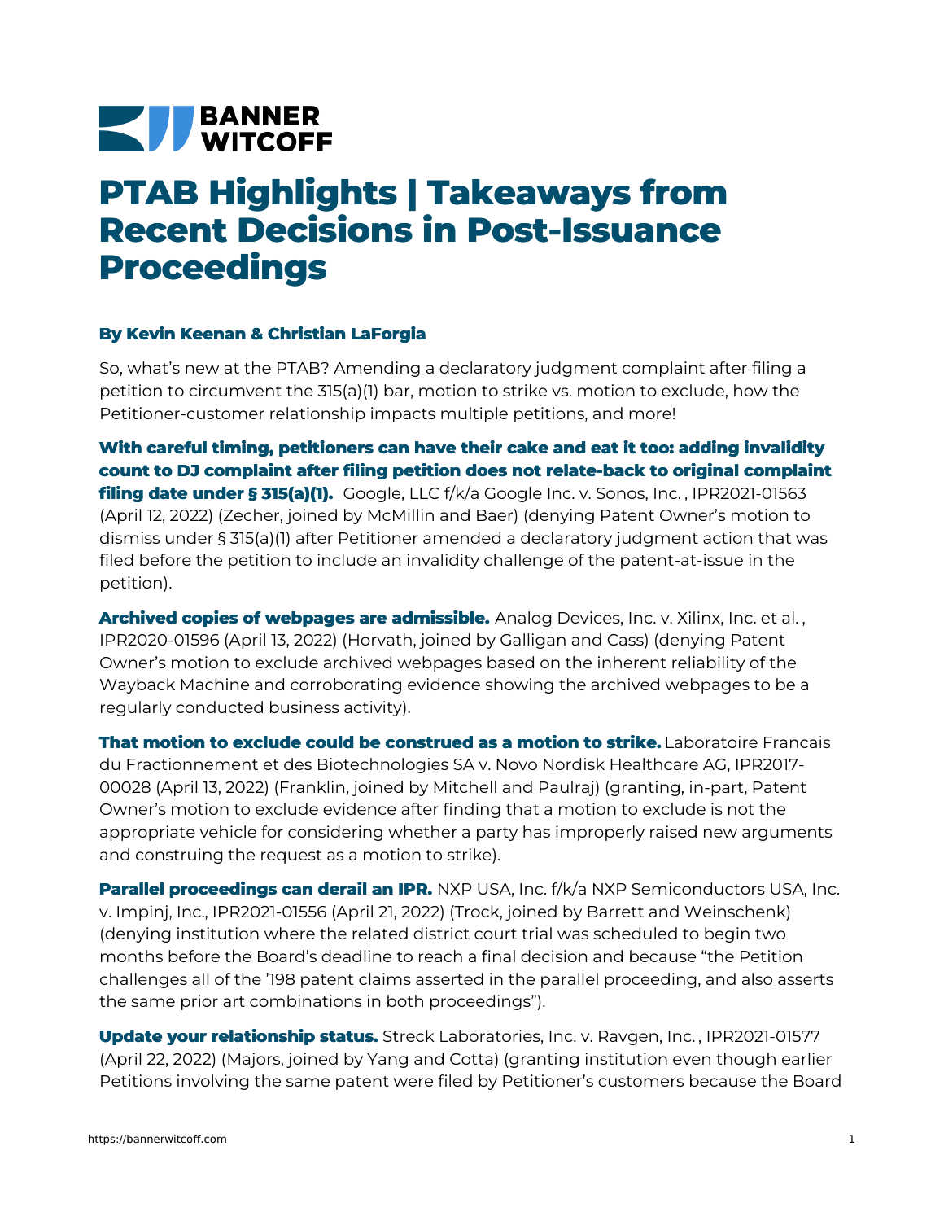# PTAB Highlights | Takeaways from Recent Decisions in Post-Issuance Proceedings

**By Kevin Keenan & Christian LaForgia**

So, what's new at the PTAB? Amending a declaratory judgment complaint after filing a petition to circumvent the 315(a)(1) bar, motion to strike vs. motion to exclude, how the Petitioner-customer relationship impacts multiple petitions, and more!

**With careful timing, petitioners can have their cake and eat it too: adding invalidity count to DJ complaint after filing petition does not relate-back to original complaint filing date under § 315(a)(1).** Google, LLC f/k/a Google Inc. v. Sonos, Inc. , IPR2021-01563 (April 12, 2022) (Zecher, joined by McMillin and Baer) (denying Patent Owner's motion to dismiss under § 315(a)(1) after Petitioner amended a declaratory judgment action that was filed before the petition to include an invalidity challenge of the patent-at-issue in the petition).

**Archived copies of webpages are admissible.** Analog Devices, Inc. v. Xilinx, Inc. et al. , IPR2020-01596 (April 13, 2022) (Horvath, joined by Galligan and Cass) (denying Patent Owner's motion to exclude archived webpages based on the inherent reliability of the Wayback Machine and corroborating evidence showing the archived webpages to be a regularly conducted business activity).

**That motion to exclude could be construed as a motion to strike.** Laboratoire Francais du Fractionnement et des Biotechnologies SA v. Novo Nordisk Healthcare AG, IPR2017-00028 (April 13, 2022) (Franklin, joined by Mitchell and Paulraj) (granting, in-part, Patent Owner's motion to exclude evidence after finding that a motion to exclude is not the appropriate vehicle for considering whether a party has improperly raised new arguments and construing the request as a motion to strike).

**Parallel proceedings can derail an IPR.** NXP USA, Inc. f/k/a NXP Semiconductors USA, Inc. v. Impinj, Inc., IPR2021-01556 (April 21, 2022) (Trock, joined by Barrett and Weinschenk) (denying institution where the related district court trial was scheduled to begin two months before the Board's deadline to reach a final decision and because "the Petition challenges all of the '198 patent claims asserted in the parallel proceeding, and also asserts the same prior art combinations in both proceedings").

**Update your relationship status.** Streck Laboratories, Inc. v. Ravgen, Inc. , IPR2021-01577 (April 22, 2022) (Majors, joined by Yang and Cotta) (granting institution even though earlier Petitions involving the same patent were filed by Petitioner's customers because the Board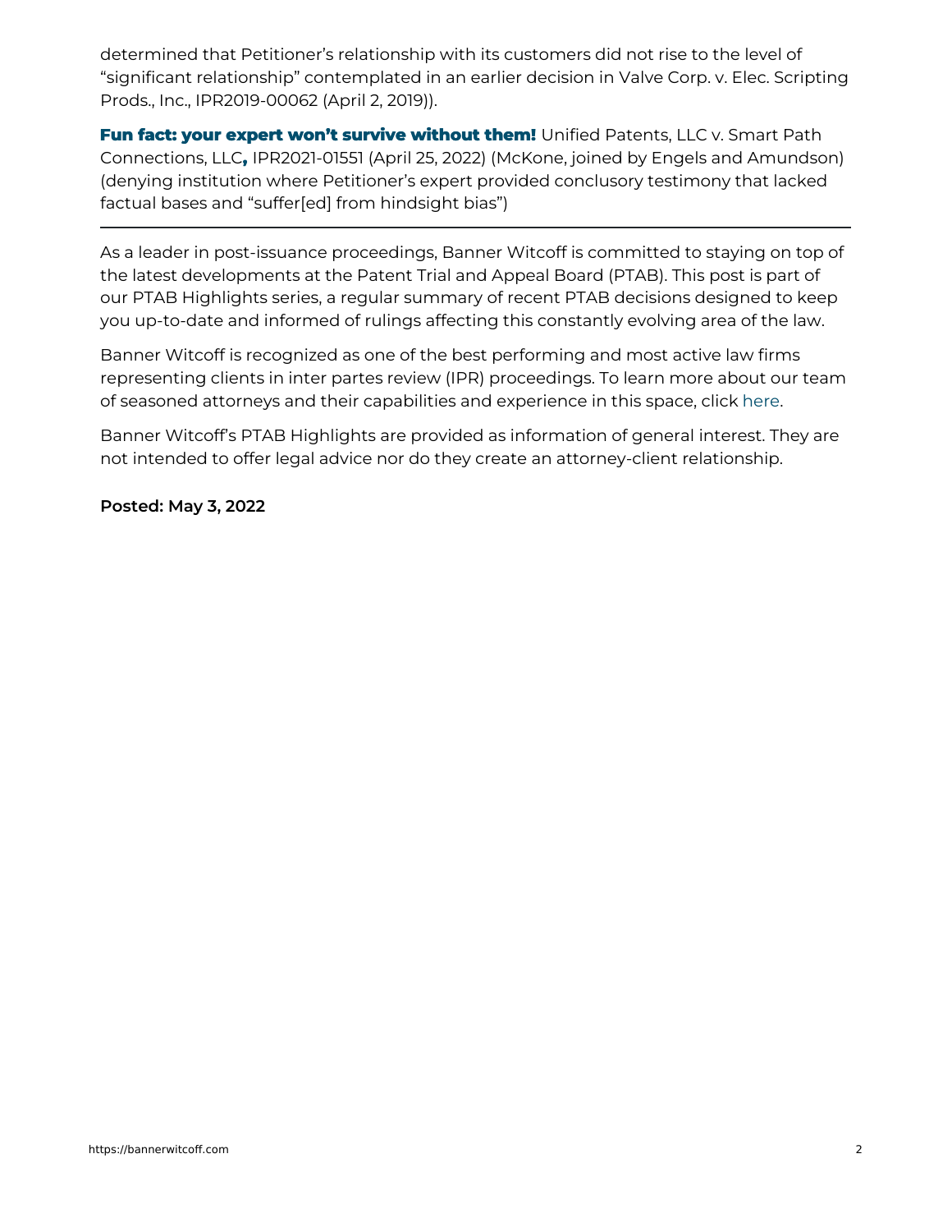determined that Petitioner's relationship with its customers did not rise to the level of "significant relationship" contemplated in an earlier decision in Valve Corp. v. Elec. Scripting Prods., Inc., IPR2019-00062 (April 2, 2019)).

**Fun fact: your expert won't survive without them!** Unified Patents, LLC v. Smart Path Connections, LLC**,** IPR2021-01551 (April 25, 2022) (McKone, joined by Engels and Amundson) (denying institution where Petitioner's expert provided conclusory testimony that lacked factual bases and "suffer[ed] from hindsight bias")

---

As a leader in post-issuance proceedings, Banner Witcoff is committed to staying on top of the latest developments at the Patent Trial and Appeal Board (PTAB). This post is part of our PTAB Highlights series, a regular summary of recent PTAB decisions designed to keep you up-to-date and informed of rulings affecting this constantly evolving area of the law.

Banner Witcoff is recognized as one of the best performing and most active law firms representing clients in inter partes review (IPR) proceedings. To learn more about our team of seasoned attorneys and their capabilities and experience in this space, click here.

Banner Witcoff's PTAB Highlights are provided as information of general interest. They are not intended to offer legal advice nor do they create an attorney-client relationship.

**Posted: May 3, 2022**